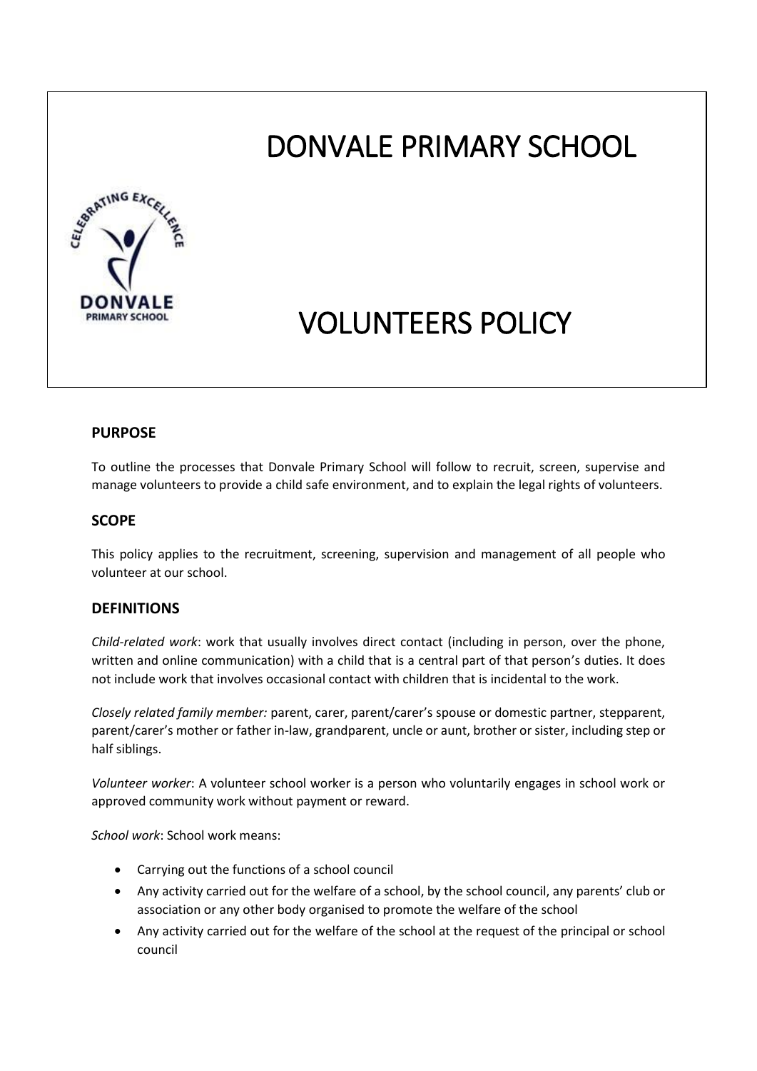# DONVALE PRIMARY SCHOOL

# VOLUNTEERS POLICY

## PURPOSE

To outline the processes that Donvale Primary School will follow to recruit, screen, supervise and manage volunteers to provide a child safe environment, and to explain the legal rights of volunteers.

## SCOPE

This policy applies to the recruitment, screening, supervision and management of all people who volunteer at our school.

## DEFINITIONS

*Child-related work*: work that usually involves direct contact (including in person, over the phone, written and online communication) with a child that is a central part of that person's duties. It does not include work that involves occasional contact with children that is incidental to the work.

*Closely related family member:* parent, carer, parent/carer's spouse or domestic partner, stepparent, parent/carer's mother or father in-law, grandparent, uncle or aunt, brother or sister, including step or half siblings.

*Volunteer worker*: A volunteer school worker is a person who voluntarily engages in school work or approved community work without payment or reward.

*School work*: School work means:

- Carrying out the functions of a school council
- Any activity carried out for the welfare of a school, by the school council, any parents' club or association or any other body organised to promote the welfare of the school
- Any activity carried out for the welfare of the school at the request of the principal or school council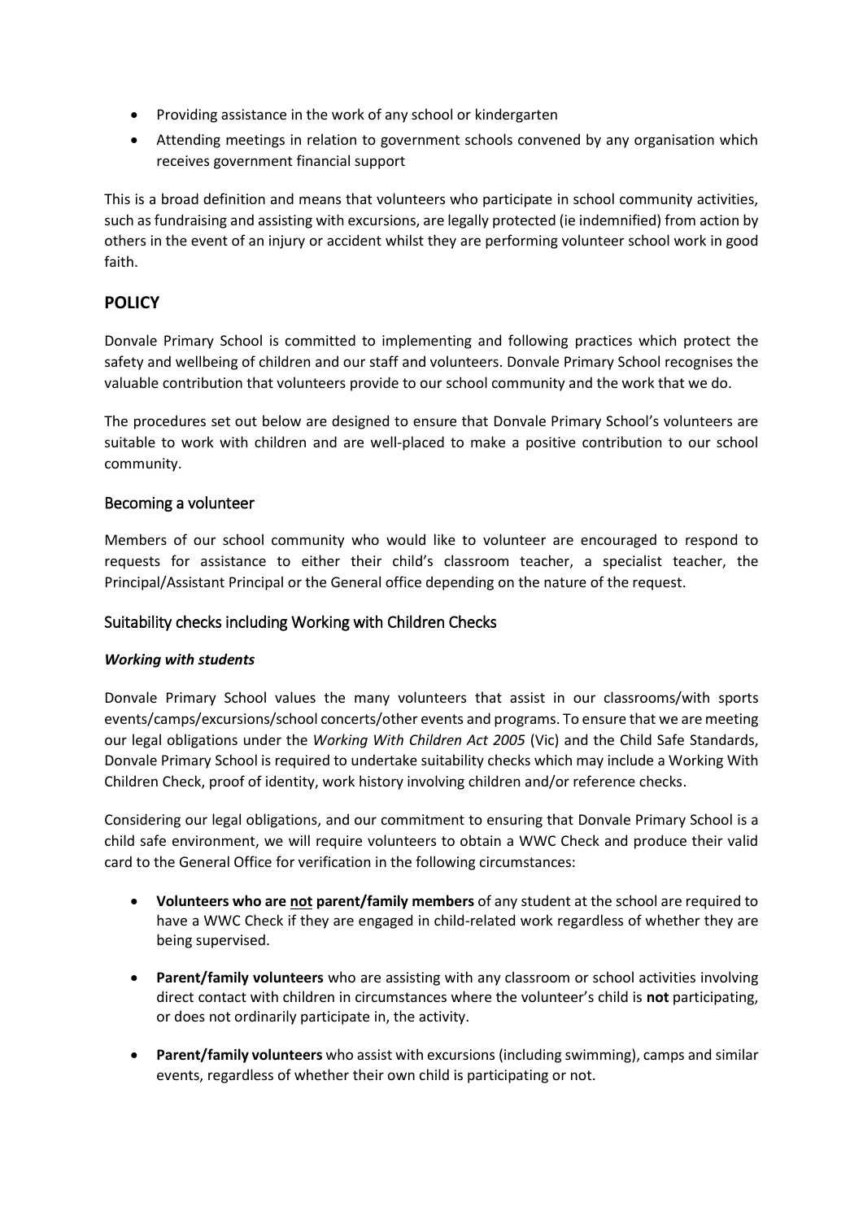- Providing assistance in the work of any school or kindergarten
- Attending meetings in relation to government schools convened by any organisation which receives government financial support

This is a broad definition and means that volunteers who participate in school community activities, such as fundraising and assisting with excursions, are legally protected (ie indemnified) from action by others in the event of an injury or accident whilst they are performing volunteer school work in good faith.

## POLICY

Donvale Primary School is committed to implementing and following practices which protect the safety and wellbeing of children and our staff and volunteers. Donvale Primary School recognises the valuable contribution that volunteers provide to our school community and the work that we do.

The procedures set out below are designed to ensure that Donvale Primary School's volunteers are suitable to work with children and are well-placed to make a positive contribution to our school community.

### Becoming a volunteer

Members of our school community who would like to volunteer are encouraged to respond to requests for assistance to either their child's classroom teacher, a specialist teacher, the Principal/Assistant Principal or the General office depending on the nature of the request.

### Suitability checks including Working with Children Checks

***Working with students***

Donvale Primary School values the many volunteers that assist in our classrooms/with sports events/camps/excursions/school concerts/other events and programs. To ensure that we are meeting our legal obligations under the *Working With Children Act 2005* (Vic) and the Child Safe Standards, Donvale Primary School is required to undertake suitability checks which may include a Working With Children Check, proof of identity, work history involving children and/or reference checks.

Considering our legal obligations, and our commitment to ensuring that Donvale Primary School is a child safe environment, we will require volunteers to obtain a WWC Check and produce their valid card to the General Office for verification in the following circumstances:

- **Volunteers who are <u>not</u> parent/family members** of any student at the school are required to have a WWC Check if they are engaged in child-related work regardless of whether they are being supervised.
- **Parent/family volunteers** who are assisting with any classroom or school activities involving direct contact with children in circumstances where the volunteer's child is **not** participating, or does not ordinarily participate in, the activity.
- **Parent/family volunteers** who assist with excursions (including swimming), camps and similar events, regardless of whether their own child is participating or not.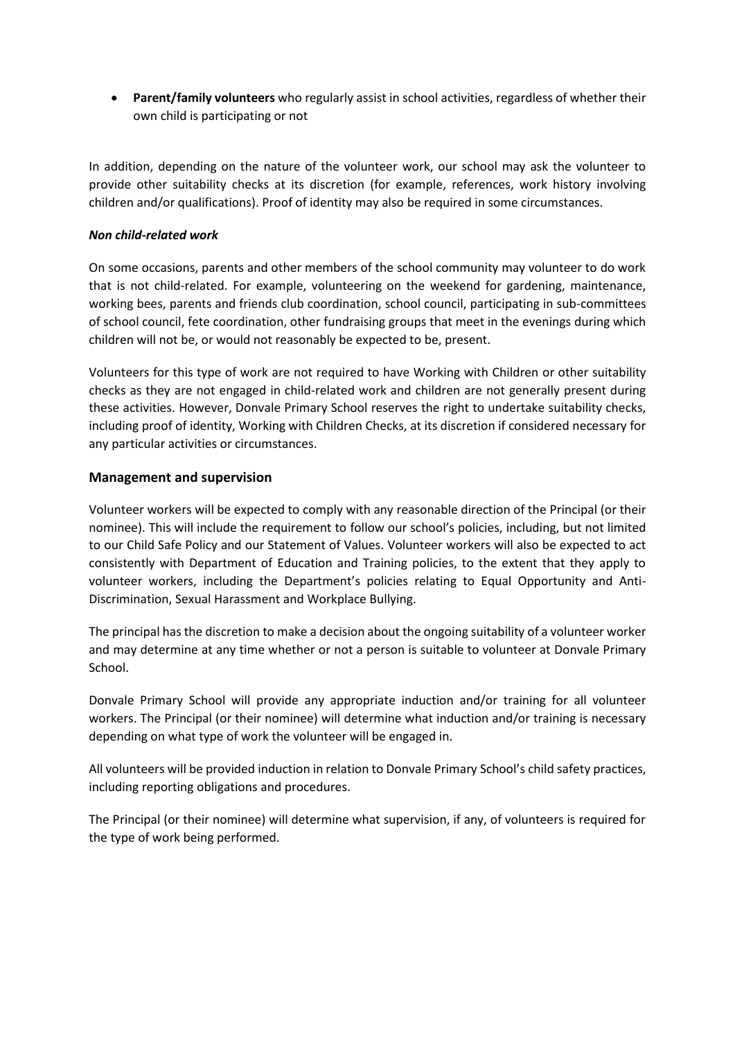- **Parent/family volunteers** who regularly assist in school activities, regardless of whether their own child is participating or not

In addition, depending on the nature of the volunteer work, our school may ask the volunteer to provide other suitability checks at its discretion (for example, references, work history involving children and/or qualifications). Proof of identity may also be required in some circumstances.

***Non child-related work***

On some occasions, parents and other members of the school community may volunteer to do work that is not child-related. For example, volunteering on the weekend for gardening, maintenance, working bees, parents and friends club coordination, school council, participating in sub-committees of school council, fete coordination, other fundraising groups that meet in the evenings during which children will not be, or would not reasonably be expected to be, present.

Volunteers for this type of work are not required to have Working with Children or other suitability checks as they are not engaged in child-related work and children are not generally present during these activities. However, Donvale Primary School reserves the right to undertake suitability checks, including proof of identity, Working with Children Checks, at its discretion if considered necessary for any particular activities or circumstances.

## Management and supervision

Volunteer workers will be expected to comply with any reasonable direction of the Principal (or their nominee). This will include the requirement to follow our school's policies, including, but not limited to our Child Safe Policy and our Statement of Values. Volunteer workers will also be expected to act consistently with Department of Education and Training policies, to the extent that they apply to volunteer workers, including the Department's policies relating to Equal Opportunity and Anti-Discrimination, Sexual Harassment and Workplace Bullying.

The principal has the discretion to make a decision about the ongoing suitability of a volunteer worker and may determine at any time whether or not a person is suitable to volunteer at Donvale Primary School.

Donvale Primary School will provide any appropriate induction and/or training for all volunteer workers. The Principal (or their nominee) will determine what induction and/or training is necessary depending on what type of work the volunteer will be engaged in.

All volunteers will be provided induction in relation to Donvale Primary School's child safety practices, including reporting obligations and procedures.

The Principal (or their nominee) will determine what supervision, if any, of volunteers is required for the type of work being performed.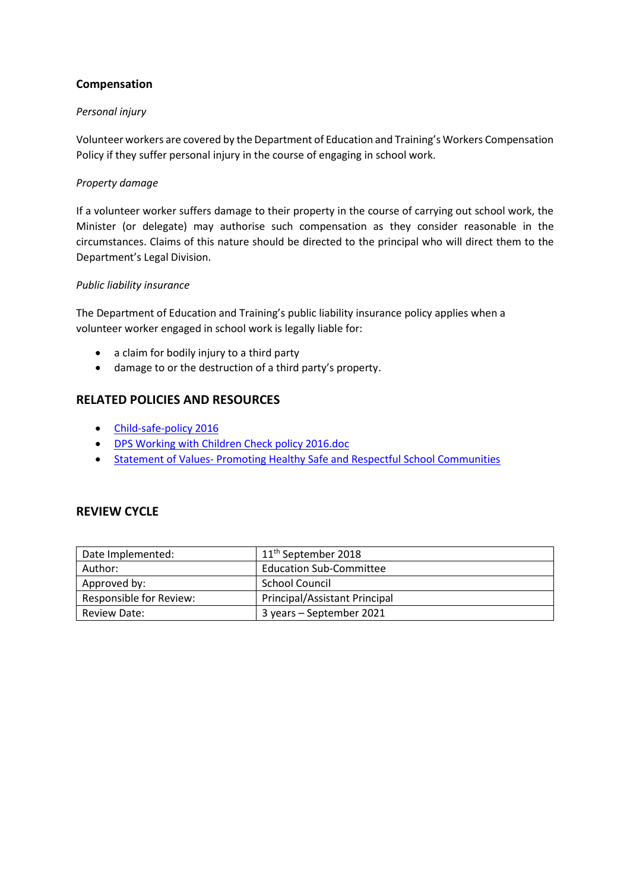### Compensation

*Personal injury*

Volunteer workers are covered by the Department of Education and Training's Workers Compensation Policy if they suffer personal injury in the course of engaging in school work.

*Property damage*

If a volunteer worker suffers damage to their property in the course of carrying out school work, the Minister (or delegate) may authorise such compensation as they consider reasonable in the circumstances. Claims of this nature should be directed to the principal who will direct them to the Department's Legal Division.

*Public liability insurance*

The Department of Education and Training's public liability insurance policy applies when a volunteer worker engaged in school work is legally liable for:

- a claim for bodily injury to a third party
- damage to or the destruction of a third party's property.

## RELATED POLICIES AND RESOURCES

- Child-safe-policy 2016
- DPS Working with Children Check policy 2016.doc
- Statement of Values- Promoting Healthy Safe and Respectful School Communities

## REVIEW CYCLE

| | |
|---|---|
| Date Implemented: | 11th September 2018 |
| Author: | Education Sub-Committee |
| Approved by: | School Council |
| Responsible for Review: | Principal/Assistant Principal |
| Review Date: | 3 years – September 2021 |